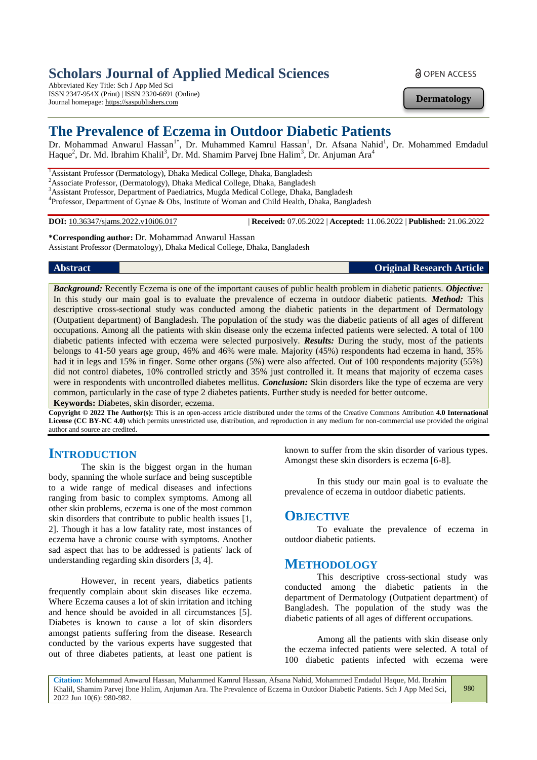# Scholars Journal of Applied Medical Sciences

Abbreviated Key Title: Sch J App Med Sci
ISSN 2347-954X (Print) | ISSN 2320-6691 (Online)
Journal homepage: https://saspublishers.com

OPEN ACCESS

**Dermatology**

# The Prevalence of Eczema in Outdoor Diabetic Patients

Dr. Mohammad Anwarul Hassan[1*], Dr. Muhammed Kamrul Hassan[1], Dr. Afsana Nahid[1], Dr. Mohammed Emdadul Haque[2], Dr. Md. Ibrahim Khalil[3], Dr. Md. Shamim Parvej Ibne Halim[3], Dr. Anjuman Ara[4]

[1]Assistant Professor (Dermatology), Dhaka Medical College, Dhaka, Bangladesh
[2]Associate Professor, (Dermatology), Dhaka Medical College, Dhaka, Bangladesh
[3]Assistant Professor, Department of Paediatrics, Mugda Medical College, Dhaka, Bangladesh
[4]Professor, Department of Gynae & Obs, Institute of Woman and Child Health, Dhaka, Bangladesh

**DOI:** 10.36347/sjams.2022.v10i06.017 | **Received:** 07.05.2022 | **Accepted:** 11.06.2022 | **Published:** 21.06.2022

**\*Corresponding author:** Dr. Mohammad Anwarul Hassan
Assistant Professor (Dermatology), Dhaka Medical College, Dhaka, Bangladesh

**Abstract** **Original Research Article**

***Background:*** Recently Eczema is one of the important causes of public health problem in diabetic patients. ***Objective:*** In this study our main goal is to evaluate the prevalence of eczema in outdoor diabetic patients. ***Method:*** This descriptive cross-sectional study was conducted among the diabetic patients in the department of Dermatology (Outpatient department) of Bangladesh. The population of the study was the diabetic patients of all ages of different occupations. Among all the patients with skin disease only the eczema infected patients were selected. A total of 100 diabetic patients infected with eczema were selected purposively. ***Results:*** During the study, most of the patients belongs to 41-50 years age group, 46% and 46% were male. Majority (45%) respondents had eczema in hand, 35% had it in legs and 15% in finger. Some other organs (5%) were also affected. Out of 100 respondents majority (55%) did not control diabetes, 10% controlled strictly and 35% just controlled it. It means that majority of eczema cases were in respondents with uncontrolled diabetes mellitus. ***Conclusion:*** Skin disorders like the type of eczema are very common, particularly in the case of type 2 diabetes patients. Further study is needed for better outcome.

**Keywords:** Diabetes, skin disorder, eczema.

**Copyright © 2022 The Author(s):** This is an open-access article distributed under the terms of the Creative Commons Attribution **4.0 International License (CC BY-NC 4.0)** which permits unrestricted use, distribution, and reproduction in any medium for non-commercial use provided the original author and source are credited.

## INTRODUCTION

The skin is the biggest organ in the human body, spanning the whole surface and being susceptible to a wide range of medical diseases and infections ranging from basic to complex symptoms. Among all other skin problems, eczema is one of the most common skin disorders that contribute to public health issues [1, 2]. Though it has a low fatality rate, most instances of eczema have a chronic course with symptoms. Another sad aspect that has to be addressed is patients' lack of understanding regarding skin disorders [3, 4].

However, in recent years, diabetics patients frequently complain about skin diseases like eczema. Where Eczema causes a lot of skin irritation and itching and hence should be avoided in all circumstances [5]. Diabetes is known to cause a lot of skin disorders amongst patients suffering from the disease. Research conducted by the various experts have suggested that out of three diabetes patients, at least one patient is known to suffer from the skin disorder of various types. Amongst these skin disorders is eczema [6-8].

In this study our main goal is to evaluate the prevalence of eczema in outdoor diabetic patients.

## OBJECTIVE

To evaluate the prevalence of eczema in outdoor diabetic patients.

## METHODOLOGY

This descriptive cross-sectional study was conducted among the diabetic patients in the department of Dermatology (Outpatient department) of Bangladesh. The population of the study was the diabetic patients of all ages of different occupations.

Among all the patients with skin disease only the eczema infected patients were selected. A total of 100 diabetic patients infected with eczema were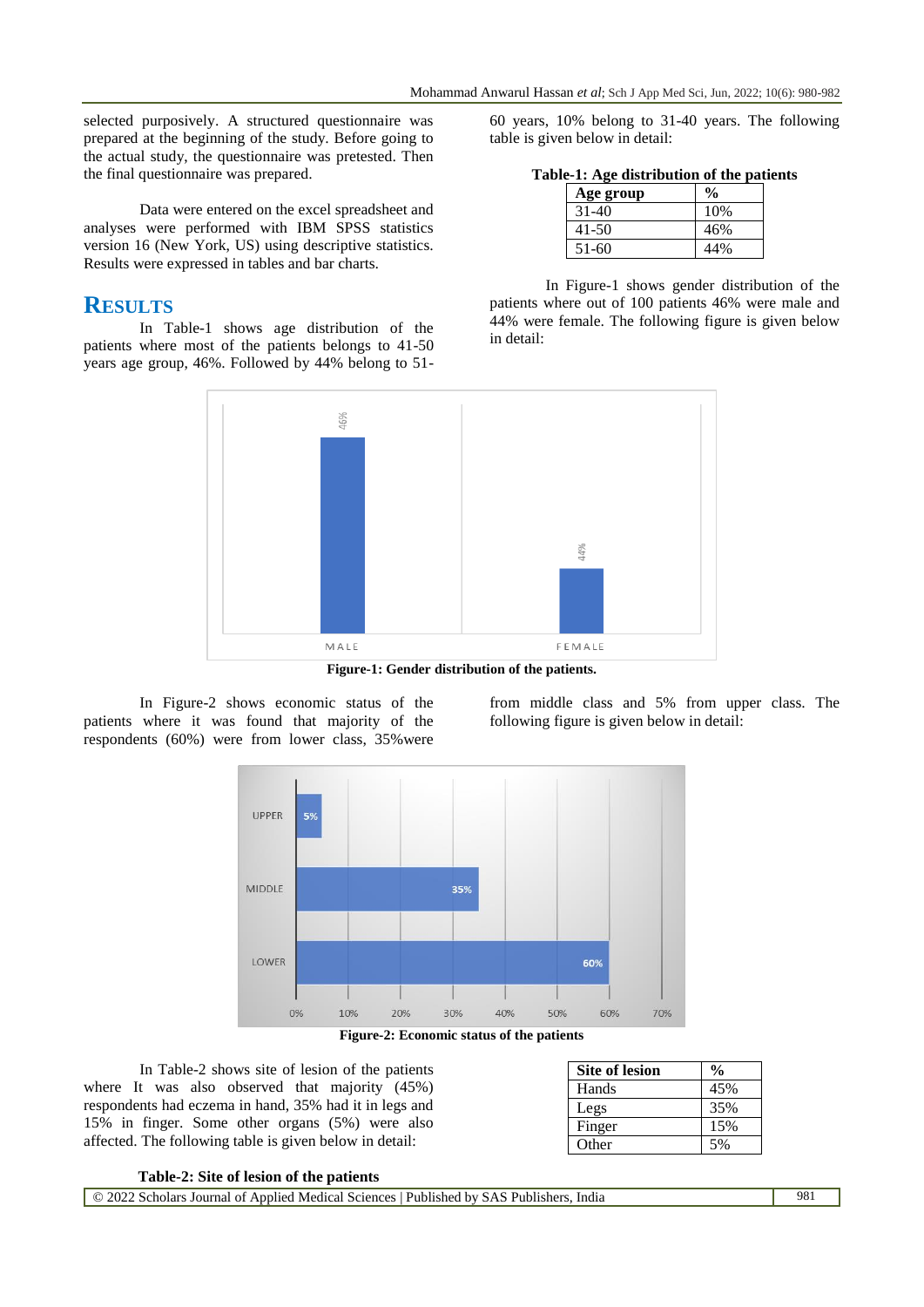selected purposively. A structured questionnaire was prepared at the beginning of the study. Before going to the actual study, the questionnaire was pretested. Then the final questionnaire was prepared.

Data were entered on the excel spreadsheet and analyses were performed with IBM SPSS statistics version 16 (New York, US) using descriptive statistics. Results were expressed in tables and bar charts.

# RESULTS

In Table-1 shows age distribution of the patients where most of the patients belongs to 41-50 years age group, 46%. Followed by 44% belong to 51-60 years, 10% belong to 31-40 years. The following table is given below in detail:

**Table-1: Age distribution of the patients**

| Age group | % |
|---|---|
| 31-40 | 10% |
| 41-50 | 46% |
| 51-60 | 44% |

In Figure-1 shows gender distribution of the patients where out of 100 patients 46% were male and 44% were female. The following figure is given below in detail:

**Figure-1: Gender distribution of the patients.**

In Figure-2 shows economic status of the patients where it was found that majority of the respondents (60%) were from lower class, 35%were from middle class and 5% from upper class. The following figure is given below in detail:

**Figure-2: Economic status of the patients**

In Table-2 shows site of lesion of the patients where It was also observed that majority (45%) respondents had eczema in hand, 35% had it in legs and 15% in finger. Some other organs (5%) were also affected. The following table is given below in detail:

**Table-2: Site of lesion of the patients**

| Site of lesion | % |
|---|---|
| Hands | 45% |
| Legs | 35% |
| Finger | 15% |
| Other | 5% |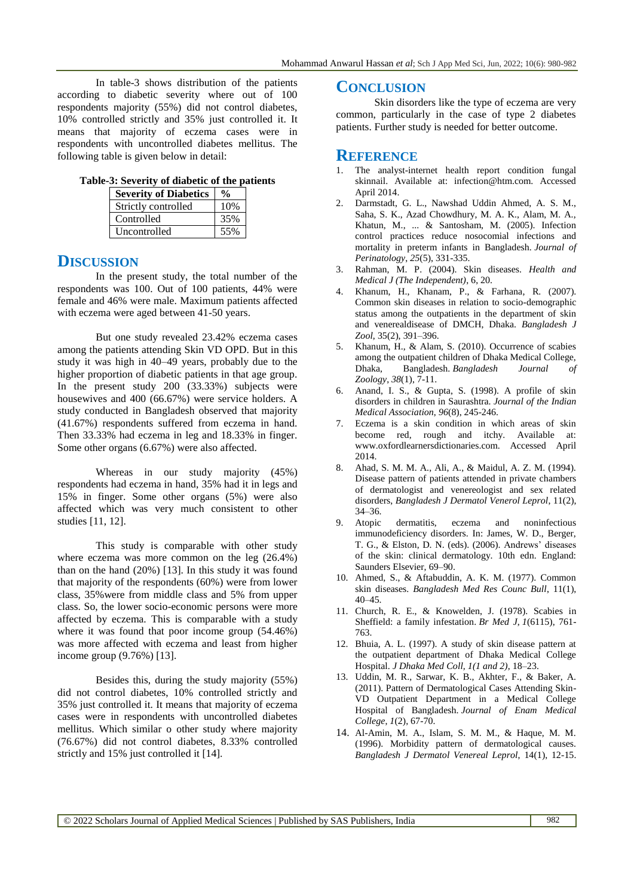In table-3 shows distribution of the patients according to diabetic severity where out of 100 respondents majority (55%) did not control diabetes, 10% controlled strictly and 35% just controlled it. It means that majority of eczema cases were in respondents with uncontrolled diabetes mellitus. The following table is given below in detail:

**Table-3: Severity of diabetic of the patients**

| Severity of Diabetics | % |
|---|---|
| Strictly controlled | 10% |
| Controlled | 35% |
| Uncontrolled | 55% |

## DISCUSSION

In the present study, the total number of the respondents was 100. Out of 100 patients, 44% were female and 46% were male. Maximum patients affected with eczema were aged between 41-50 years.

But one study revealed 23.42% eczema cases among the patients attending Skin VD OPD. But in this study it was high in 40–49 years, probably due to the higher proportion of diabetic patients in that age group. In the present study 200 (33.33%) subjects were housewives and 400 (66.67%) were service holders. A study conducted in Bangladesh observed that majority (41.67%) respondents suffered from eczema in hand. Then 33.33% had eczema in leg and 18.33% in finger. Some other organs (6.67%) were also affected.

Whereas in our study majority (45%) respondents had eczema in hand, 35% had it in legs and 15% in finger. Some other organs (5%) were also affected which was very much consistent to other studies [11, 12].

This study is comparable with other study where eczema was more common on the leg (26.4%) than on the hand (20%) [13]. In this study it was found that majority of the respondents (60%) were from lower class, 35%were from middle class and 5% from upper class. So, the lower socio-economic persons were more affected by eczema. This is comparable with a study where it was found that poor income group (54.46%) was more affected with eczema and least from higher income group (9.76%) [13].

Besides this, during the study majority (55%) did not control diabetes, 10% controlled strictly and 35% just controlled it. It means that majority of eczema cases were in respondents with uncontrolled diabetes mellitus. Which similar o other study where majority (76.67%) did not control diabetes, 8.33% controlled strictly and 15% just controlled it [14].

## CONCLUSION

Skin disorders like the type of eczema are very common, particularly in the case of type 2 diabetes patients. Further study is needed for better outcome.

## REFERENCE

1. The analyst-internet health report condition fungal skinnail. Available at: infection@htm.com. Accessed April 2014.
2. Darmstadt, G. L., Nawshad Uddin Ahmed, A. S. M., Saha, S. K., Azad Chowdhury, M. A. K., Alam, M. A., Khatun, M., ... & Santosham, M. (2005). Infection control practices reduce nosocomial infections and mortality in preterm infants in Bangladesh. *Journal of Perinatology*, *25*(5), 331-335.
3. Rahman, M. P. (2004). Skin diseases. *Health and Medical J (The Independent)*, 6, 20.
4. Khanum, H., Khanam, P., & Farhana, R. (2007). Common skin diseases in relation to socio-demographic status among the outpatients in the department of skin and venerealdisease of DMCH, Dhaka. *Bangladesh J Zool*, 35(2), 391–396.
5. Khanum, H., & Alam, S. (2010). Occurrence of scabies among the outpatient children of Dhaka Medical College, Dhaka, Bangladesh. *Bangladesh Journal of Zoology*, *38*(1), 7-11.
6. Anand, I. S., & Gupta, S. (1998). A profile of skin disorders in children in Saurashtra. *Journal of the Indian Medical Association*, *96*(8), 245-246.
7. Eczema is a skin condition in which areas of skin become red, rough and itchy. Available at: www.oxfordlearnersdictionaries.com. Accessed April 2014.
8. Ahad, S. M. M. A., Ali, A., & Maidul, A. Z. M. (1994). Disease pattern of patients attended in private chambers of dermatologist and venereologist and sex related disorders, *Bangladesh J Dermatol Venerol Leprol*, 11(2), 34–36.
9. Atopic dermatitis, eczema and noninfectious immunodeficiency disorders. In: James, W. D., Berger, T. G., & Elston, D. N. (eds). (2006). Andrews' diseases of the skin: clinical dermatology. 10th edn. England: Saunders Elsevier, 69–90.
10. Ahmed, S., & Aftabuddin, A. K. M. (1977). Common skin diseases. *Bangladesh Med Res Counc Bull*, 11(1), 40–45.
11. Church, R. E., & Knowelden, J. (1978). Scabies in Sheffield: a family infestation. *Br Med J*, *1*(6115), 761-763.
12. Bhuia, A. L. (1997). A study of skin disease pattern at the outpatient department of Dhaka Medical College Hospital. *J Dhaka Med Coll, 1(1 and 2)*, 18–23.
13. Uddin, M. R., Sarwar, K. B., Akhter, F., & Baker, A. (2011). Pattern of Dermatological Cases Attending Skin-VD Outpatient Department in a Medical College Hospital of Bangladesh. *Journal of Enam Medical College*, *1*(2), 67-70.
14. Al-Amin, M. A., Islam, S. M. M., & Haque, M. M. (1996). Morbidity pattern of dermatological causes. *Bangladesh J Dermatol Venereal Leprol*, 14(1), 12-15.